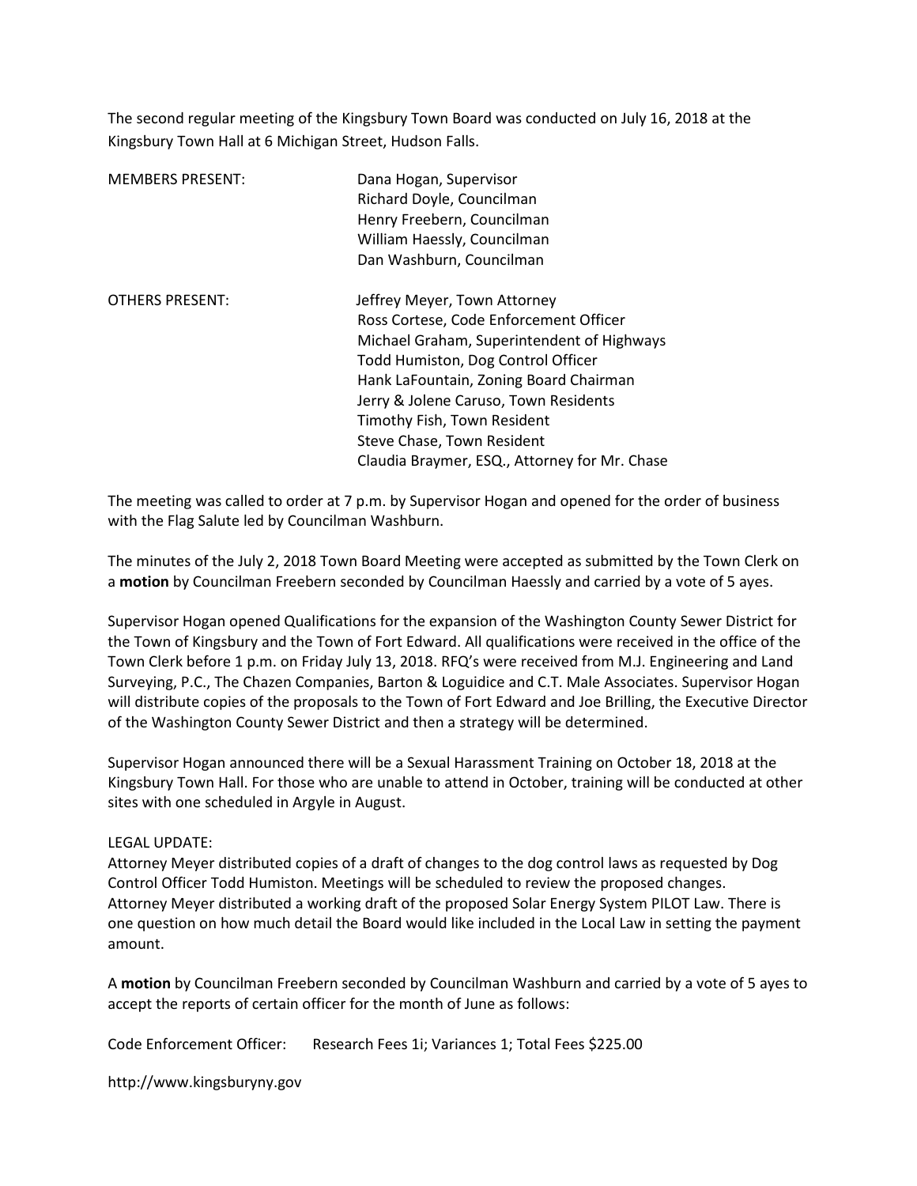The second regular meeting of the Kingsbury Town Board was conducted on July 16, 2018 at the Kingsbury Town Hall at 6 Michigan Street, Hudson Falls.

| | |
|---|---|
| MEMBERS PRESENT: | Dana Hogan, Supervisor<br>Richard Doyle, Councilman<br>Henry Freebern, Councilman<br>William Haessly, Councilman<br>Dan Washburn, Councilman |
| OTHERS PRESENT: | Jeffrey Meyer, Town Attorney<br>Ross Cortese, Code Enforcement Officer<br>Michael Graham, Superintendent of Highways<br>Todd Humiston, Dog Control Officer<br>Hank LaFountain, Zoning Board Chairman<br>Jerry & Jolene Caruso, Town Residents<br>Timothy Fish, Town Resident<br>Steve Chase, Town Resident<br>Claudia Braymer, ESQ., Attorney for Mr. Chase |

The meeting was called to order at 7 p.m. by Supervisor Hogan and opened for the order of business with the Flag Salute led by Councilman Washburn.

The minutes of the July 2, 2018 Town Board Meeting were accepted as submitted by the Town Clerk on a **motion** by Councilman Freebern seconded by Councilman Haessly and carried by a vote of 5 ayes.

Supervisor Hogan opened Qualifications for the expansion of the Washington County Sewer District for the Town of Kingsbury and the Town of Fort Edward. All qualifications were received in the office of the Town Clerk before 1 p.m. on Friday July 13, 2018. RFQ's were received from M.J. Engineering and Land Surveying, P.C., The Chazen Companies, Barton & Loguidice and C.T. Male Associates. Supervisor Hogan will distribute copies of the proposals to the Town of Fort Edward and Joe Brilling, the Executive Director of the Washington County Sewer District and then a strategy will be determined.

Supervisor Hogan announced there will be a Sexual Harassment Training on October 18, 2018 at the Kingsbury Town Hall. For those who are unable to attend in October, training will be conducted at other sites with one scheduled in Argyle in August.

LEGAL UPDATE:
Attorney Meyer distributed copies of a draft of changes to the dog control laws as requested by Dog Control Officer Todd Humiston. Meetings will be scheduled to review the proposed changes.
Attorney Meyer distributed a working draft of the proposed Solar Energy System PILOT Law. There is one question on how much detail the Board would like included in the Local Law in setting the payment amount.

A **motion** by Councilman Freebern seconded by Councilman Washburn and carried by a vote of 5 ayes to accept the reports of certain officer for the month of June as follows:

Code Enforcement Officer: Research Fees 1i; Variances 1; Total Fees $225.00

http://www.kingsburyny.gov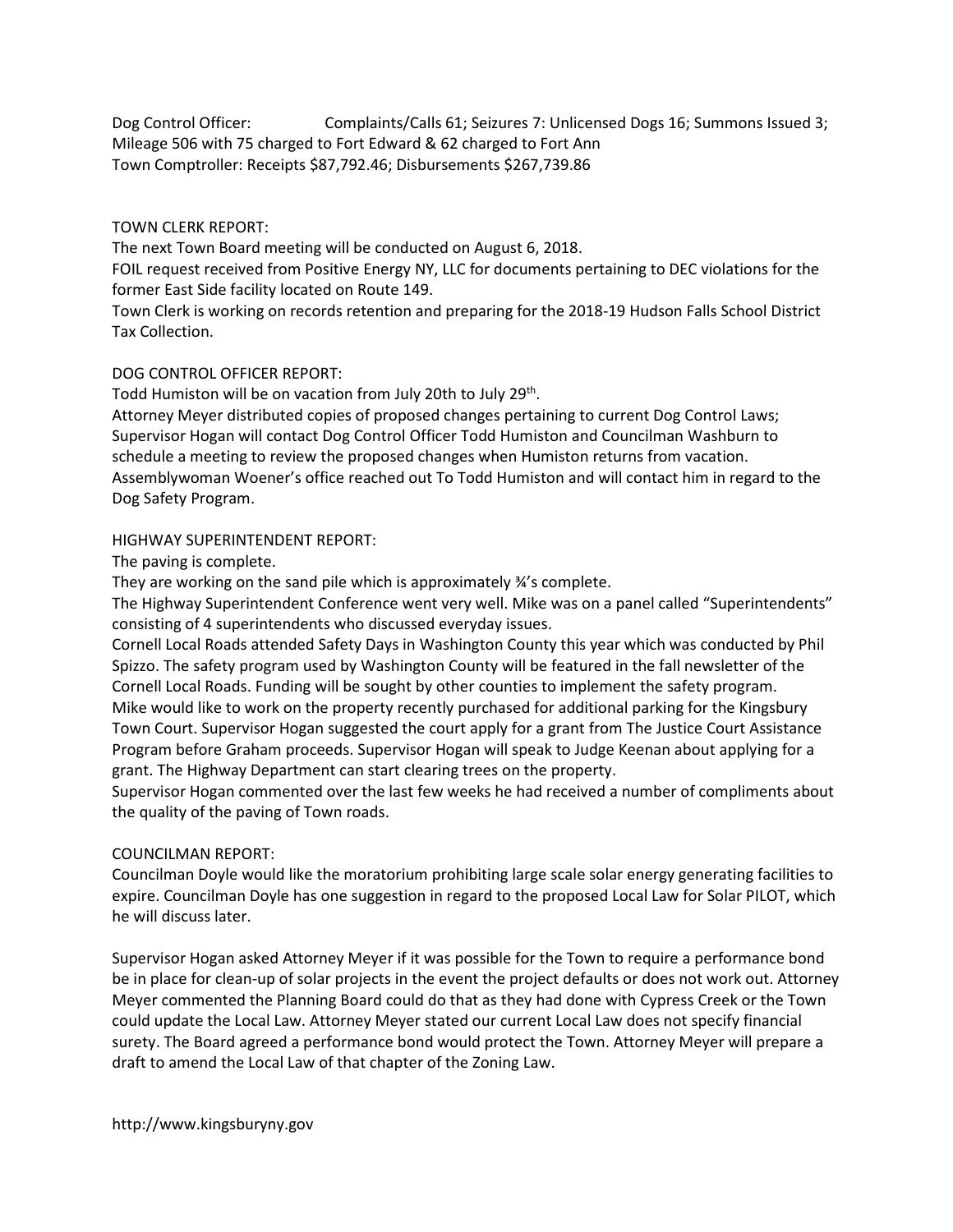Dog Control Officer: Complaints/Calls 61; Seizures 7: Unlicensed Dogs 16; Summons Issued 3; Mileage 506 with 75 charged to Fort Edward & 62 charged to Fort Ann
Town Comptroller: Receipts $87,792.46; Disbursements $267,739.86

TOWN CLERK REPORT:
The next Town Board meeting will be conducted on August 6, 2018.
FOIL request received from Positive Energy NY, LLC for documents pertaining to DEC violations for the former East Side facility located on Route 149.
Town Clerk is working on records retention and preparing for the 2018-19 Hudson Falls School District Tax Collection.

DOG CONTROL OFFICER REPORT:
Todd Humiston will be on vacation from July 20th to July 29th.
Attorney Meyer distributed copies of proposed changes pertaining to current Dog Control Laws; Supervisor Hogan will contact Dog Control Officer Todd Humiston and Councilman Washburn to schedule a meeting to review the proposed changes when Humiston returns from vacation.
Assemblywoman Woener's office reached out To Todd Humiston and will contact him in regard to the Dog Safety Program.

HIGHWAY SUPERINTENDENT REPORT:
The paving is complete.
They are working on the sand pile which is approximately ¾'s complete.
The Highway Superintendent Conference went very well. Mike was on a panel called "Superintendents" consisting of 4 superintendents who discussed everyday issues.
Cornell Local Roads attended Safety Days in Washington County this year which was conducted by Phil Spizzo. The safety program used by Washington County will be featured in the fall newsletter of the Cornell Local Roads. Funding will be sought by other counties to implement the safety program.
Mike would like to work on the property recently purchased for additional parking for the Kingsbury Town Court. Supervisor Hogan suggested the court apply for a grant from The Justice Court Assistance Program before Graham proceeds. Supervisor Hogan will speak to Judge Keenan about applying for a grant. The Highway Department can start clearing trees on the property.
Supervisor Hogan commented over the last few weeks he had received a number of compliments about the quality of the paving of Town roads.

COUNCILMAN REPORT:
Councilman Doyle would like the moratorium prohibiting large scale solar energy generating facilities to expire. Councilman Doyle has one suggestion in regard to the proposed Local Law for Solar PILOT, which he will discuss later.

Supervisor Hogan asked Attorney Meyer if it was possible for the Town to require a performance bond be in place for clean-up of solar projects in the event the project defaults or does not work out. Attorney Meyer commented the Planning Board could do that as they had done with Cypress Creek or the Town could update the Local Law. Attorney Meyer stated our current Local Law does not specify financial surety. The Board agreed a performance bond would protect the Town. Attorney Meyer will prepare a draft to amend the Local Law of that chapter of the Zoning Law.

http://www.kingsburyny.gov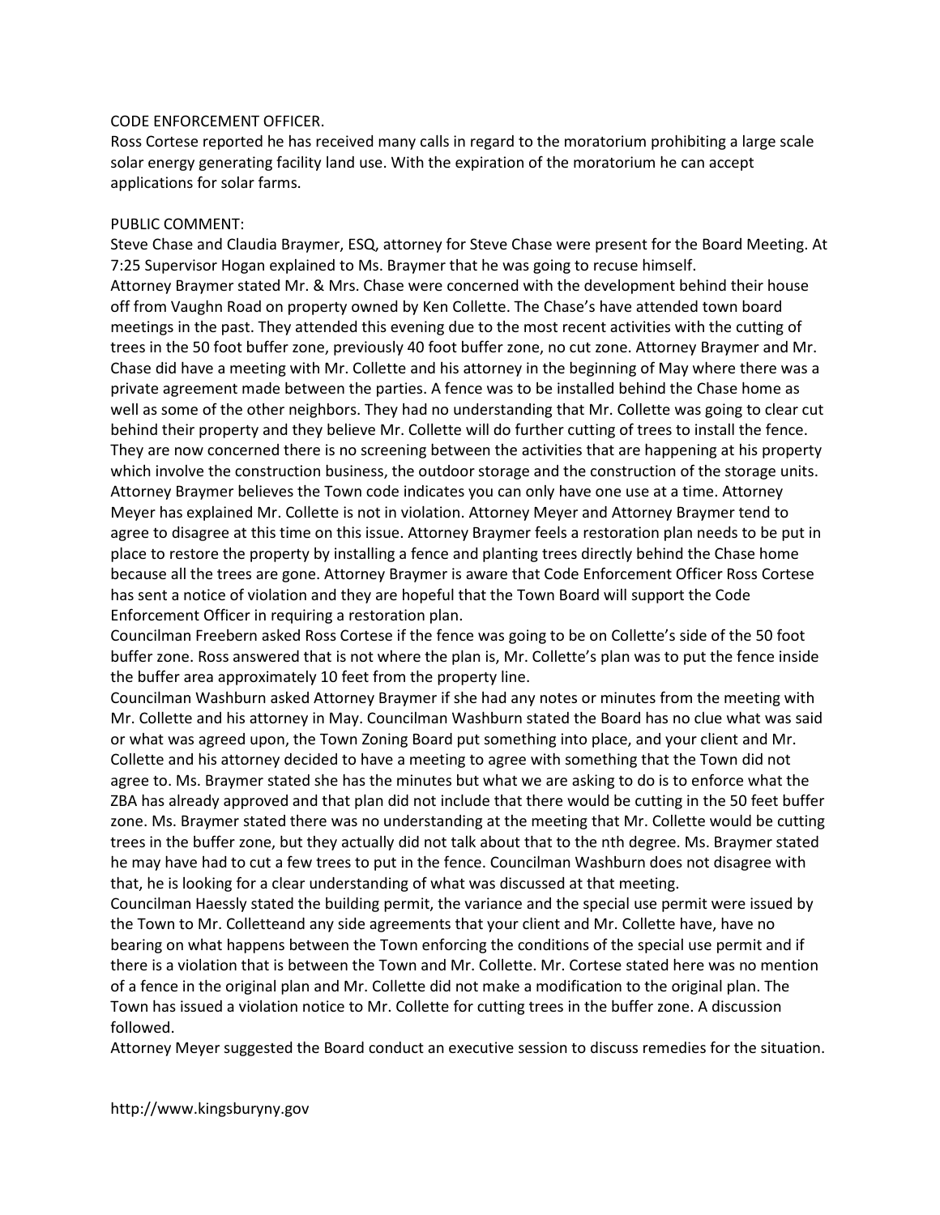CODE ENFORCEMENT OFFICER.

Ross Cortese reported he has received many calls in regard to the moratorium prohibiting a large scale solar energy generating facility land use. With the expiration of the moratorium he can accept applications for solar farms.

PUBLIC COMMENT:

Steve Chase and Claudia Braymer, ESQ, attorney for Steve Chase were present for the Board Meeting. At 7:25 Supervisor Hogan explained to Ms. Braymer that he was going to recuse himself.

Attorney Braymer stated Mr. & Mrs. Chase were concerned with the development behind their house off from Vaughn Road on property owned by Ken Collette. The Chase's have attended town board meetings in the past. They attended this evening due to the most recent activities with the cutting of trees in the 50 foot buffer zone, previously 40 foot buffer zone, no cut zone. Attorney Braymer and Mr. Chase did have a meeting with Mr. Collette and his attorney in the beginning of May where there was a private agreement made between the parties. A fence was to be installed behind the Chase home as well as some of the other neighbors. They had no understanding that Mr. Collette was going to clear cut behind their property and they believe Mr. Collette will do further cutting of trees to install the fence. They are now concerned there is no screening between the activities that are happening at his property which involve the construction business, the outdoor storage and the construction of the storage units. Attorney Braymer believes the Town code indicates you can only have one use at a time. Attorney Meyer has explained Mr. Collette is not in violation. Attorney Meyer and Attorney Braymer tend to agree to disagree at this time on this issue. Attorney Braymer feels a restoration plan needs to be put in place to restore the property by installing a fence and planting trees directly behind the Chase home because all the trees are gone. Attorney Braymer is aware that Code Enforcement Officer Ross Cortese has sent a notice of violation and they are hopeful that the Town Board will support the Code Enforcement Officer in requiring a restoration plan.

Councilman Freebern asked Ross Cortese if the fence was going to be on Collette's side of the 50 foot buffer zone. Ross answered that is not where the plan is, Mr. Collette's plan was to put the fence inside the buffer area approximately 10 feet from the property line.

Councilman Washburn asked Attorney Braymer if she had any notes or minutes from the meeting with Mr. Collette and his attorney in May. Councilman Washburn stated the Board has no clue what was said or what was agreed upon, the Town Zoning Board put something into place, and your client and Mr. Collette and his attorney decided to have a meeting to agree with something that the Town did not agree to. Ms. Braymer stated she has the minutes but what we are asking to do is to enforce what the ZBA has already approved and that plan did not include that there would be cutting in the 50 feet buffer zone. Ms. Braymer stated there was no understanding at the meeting that Mr. Collette would be cutting trees in the buffer zone, but they actually did not talk about that to the nth degree. Ms. Braymer stated he may have had to cut a few trees to put in the fence. Councilman Washburn does not disagree with that, he is looking for a clear understanding of what was discussed at that meeting.

Councilman Haessly stated the building permit, the variance and the special use permit were issued by the Town to Mr. Colletteand any side agreements that your client and Mr. Collette have, have no bearing on what happens between the Town enforcing the conditions of the special use permit and if there is a violation that is between the Town and Mr. Collette. Mr. Cortese stated here was no mention of a fence in the original plan and Mr. Collette did not make a modification to the original plan. The Town has issued a violation notice to Mr. Collette for cutting trees in the buffer zone. A discussion followed.

Attorney Meyer suggested the Board conduct an executive session to discuss remedies for the situation.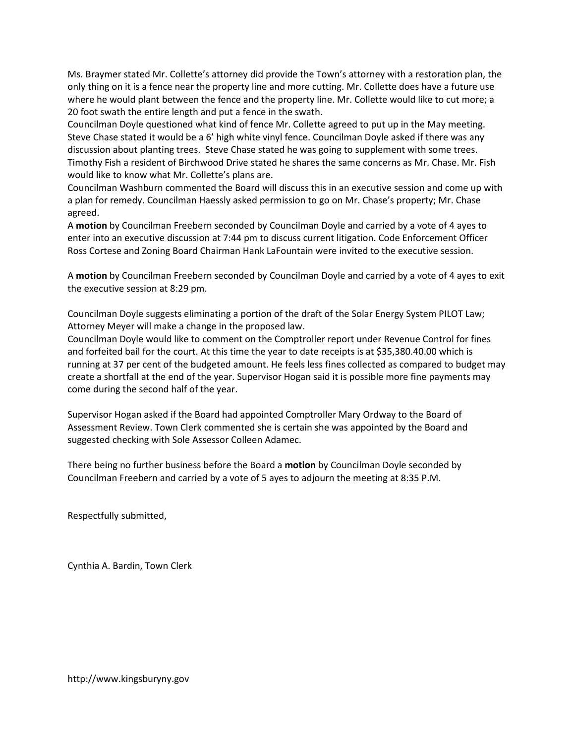Ms. Braymer stated Mr. Collette's attorney did provide the Town's attorney with a restoration plan, the only thing on it is a fence near the property line and more cutting. Mr. Collette does have a future use where he would plant between the fence and the property line. Mr. Collette would like to cut more; a 20 foot swath the entire length and put a fence in the swath.

Councilman Doyle questioned what kind of fence Mr. Collette agreed to put up in the May meeting. Steve Chase stated it would be a 6' high white vinyl fence. Councilman Doyle asked if there was any discussion about planting trees. Steve Chase stated he was going to supplement with some trees.

Timothy Fish a resident of Birchwood Drive stated he shares the same concerns as Mr. Chase. Mr. Fish would like to know what Mr. Collette's plans are.

Councilman Washburn commented the Board will discuss this in an executive session and come up with a plan for remedy. Councilman Haessly asked permission to go on Mr. Chase's property; Mr. Chase agreed.

A **motion** by Councilman Freebern seconded by Councilman Doyle and carried by a vote of 4 ayes to enter into an executive discussion at 7:44 pm to discuss current litigation. Code Enforcement Officer Ross Cortese and Zoning Board Chairman Hank LaFountain were invited to the executive session.

A **motion** by Councilman Freebern seconded by Councilman Doyle and carried by a vote of 4 ayes to exit the executive session at 8:29 pm.

Councilman Doyle suggests eliminating a portion of the draft of the Solar Energy System PILOT Law; Attorney Meyer will make a change in the proposed law.

Councilman Doyle would like to comment on the Comptroller report under Revenue Control for fines and forfeited bail for the court. At this time the year to date receipts is at $35,380.40.00 which is running at 37 per cent of the budgeted amount. He feels less fines collected as compared to budget may create a shortfall at the end of the year. Supervisor Hogan said it is possible more fine payments may come during the second half of the year.

Supervisor Hogan asked if the Board had appointed Comptroller Mary Ordway to the Board of Assessment Review. Town Clerk commented she is certain she was appointed by the Board and suggested checking with Sole Assessor Colleen Adamec.

There being no further business before the Board a **motion** by Councilman Doyle seconded by Councilman Freebern and carried by a vote of 5 ayes to adjourn the meeting at 8:35 P.M.

Respectfully submitted,

Cynthia A. Bardin, Town Clerk

http://www.kingsburyny.gov